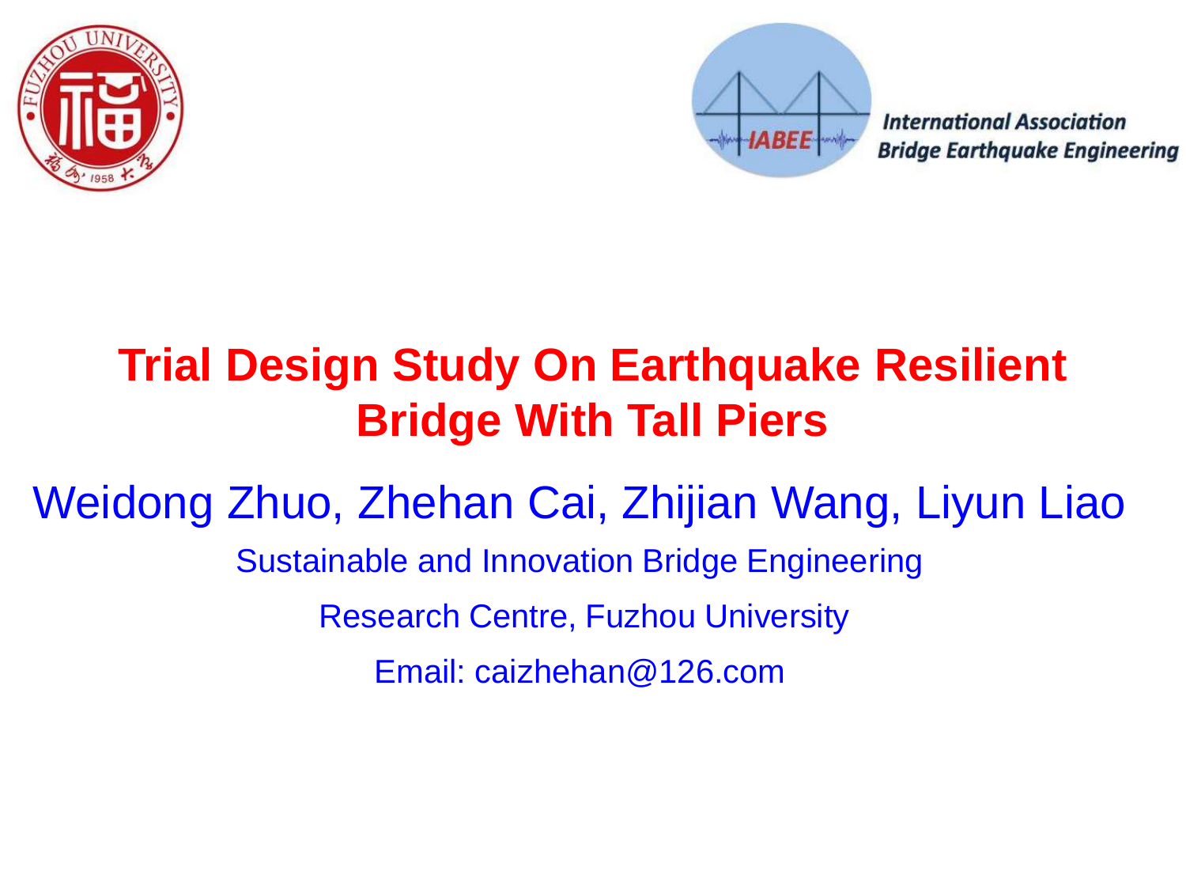International Association Bridge Earthquake Engineering

# Trial Design Study On Earthquake Resilient Bridge With Tall Piers

## Weidong Zhuo, Zhehan Cai, Zhijian Wang, Liyun Liao

Sustainable and Innovation Bridge Engineering

Research Centre, Fuzhou University

Email: caizhehan@126.com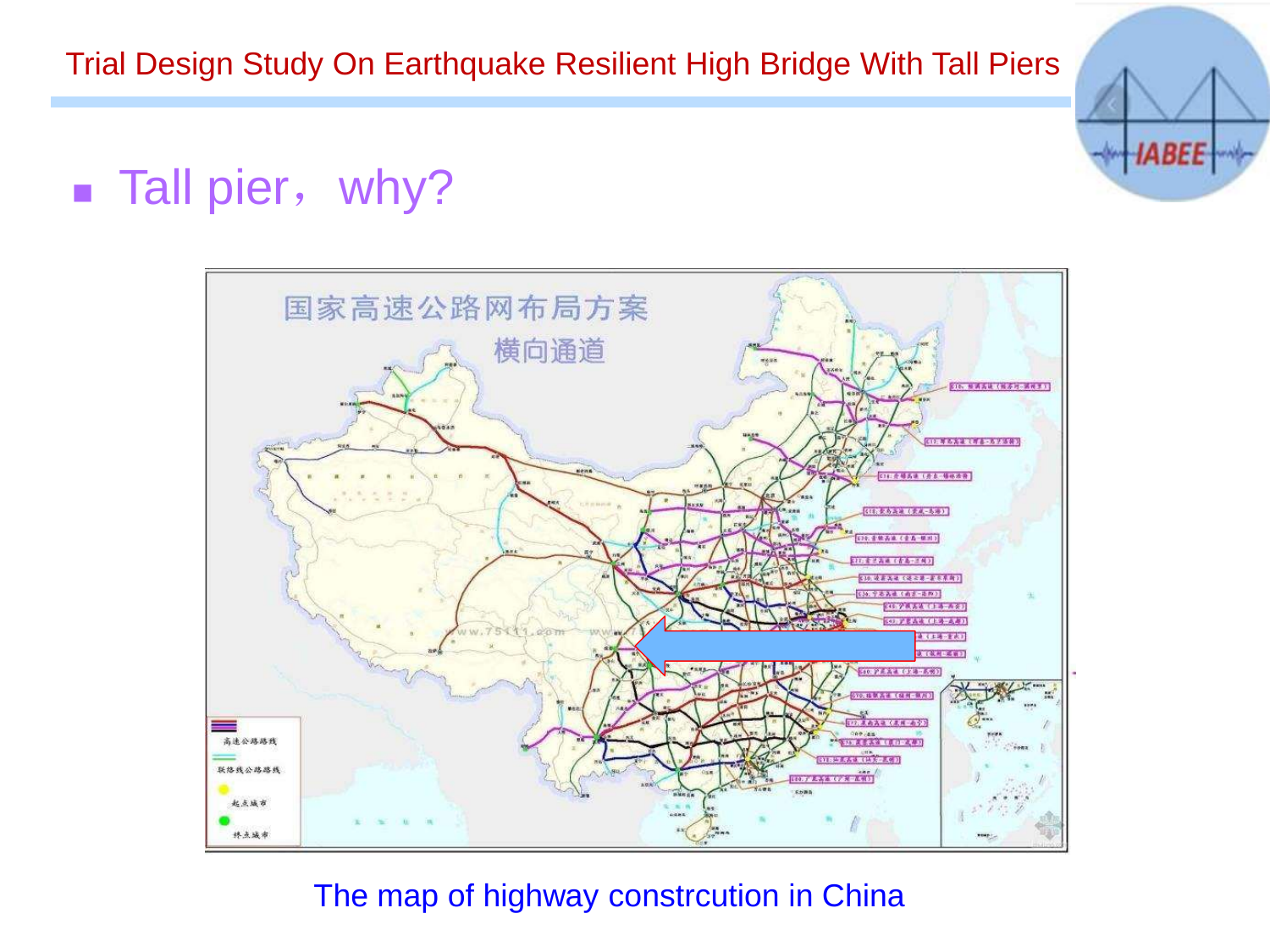- Tall pier，why?

The map of highway constrcution in China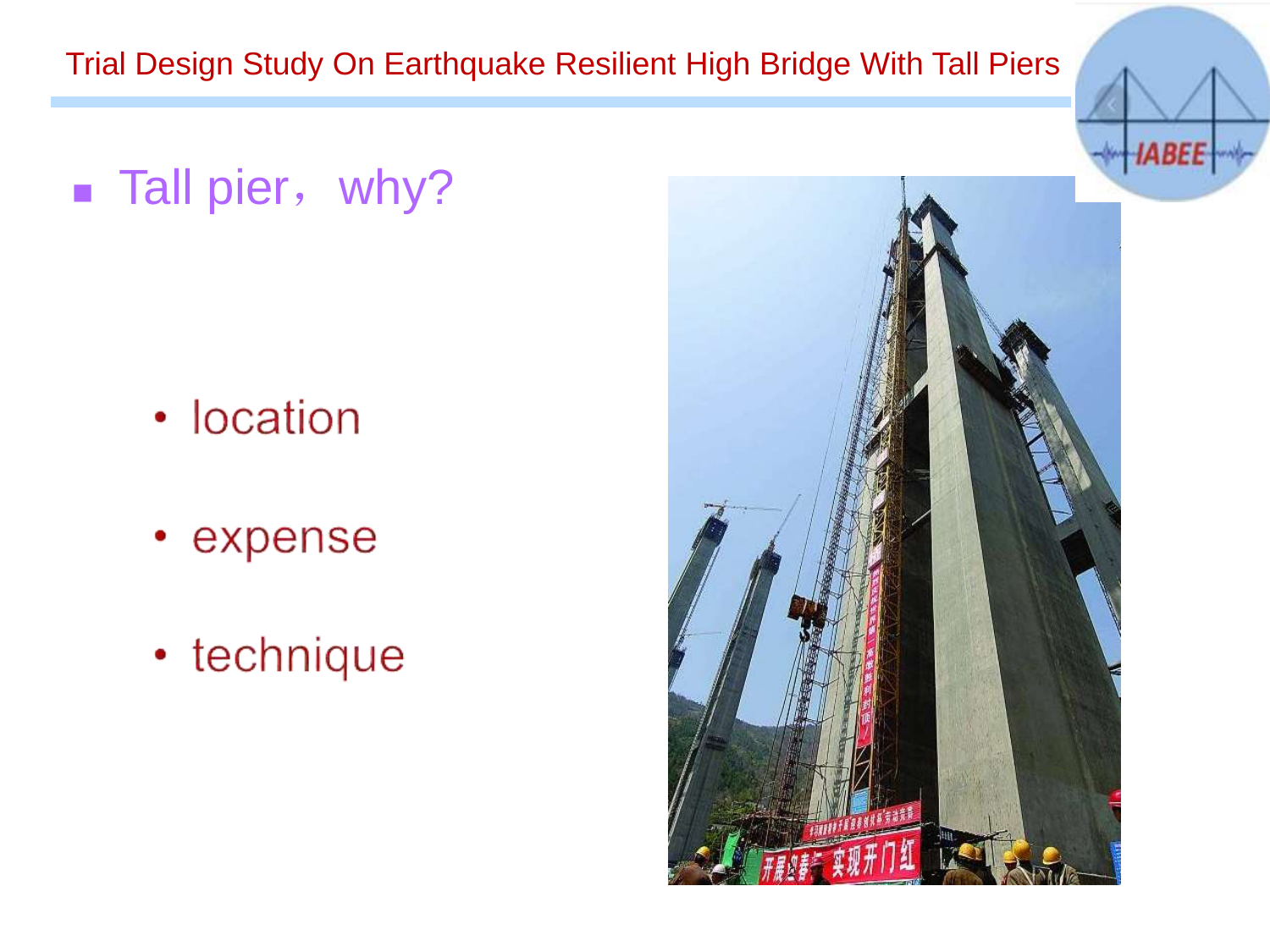- Tall pier，why?
  - location
  - expense
  - technique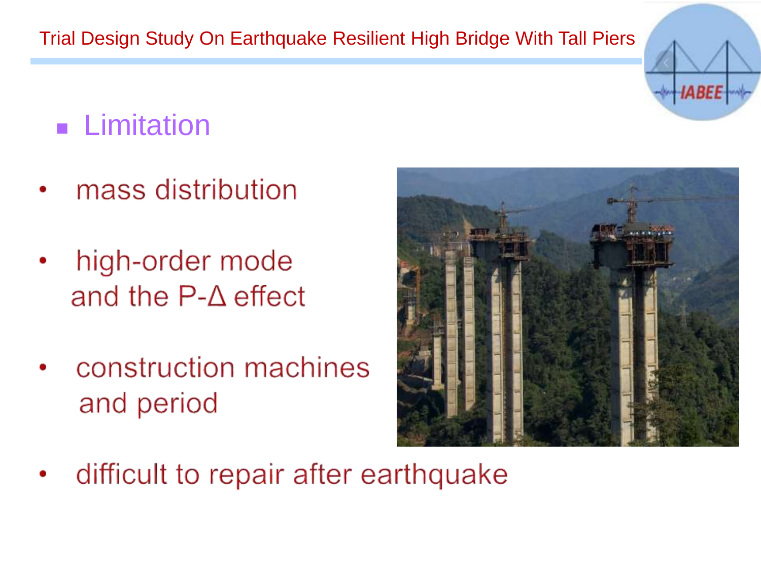## Limitation

- mass distribution
- high-order mode and the P-$\Delta$ effect
- construction machines and period
- difficult to repair after earthquake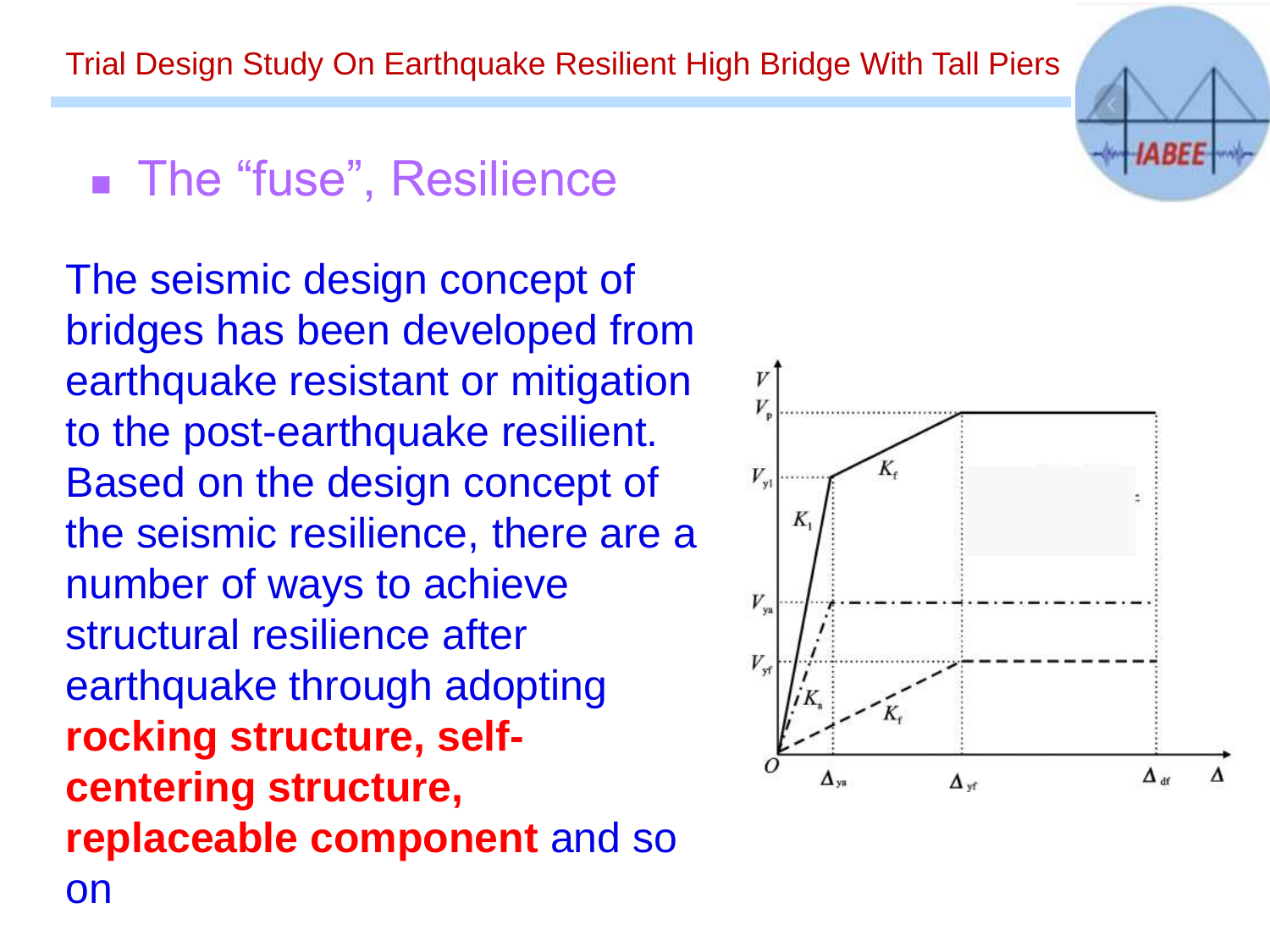- The "fuse", Resilience

The seismic design concept of bridges has been developed from earthquake resistant or mitigation to the post-earthquake resilient. Based on the design concept of the seismic resilience, there are a number of ways to achieve structural resilience after earthquake through adopting **rocking structure, self-centering structure, replaceable component** and so on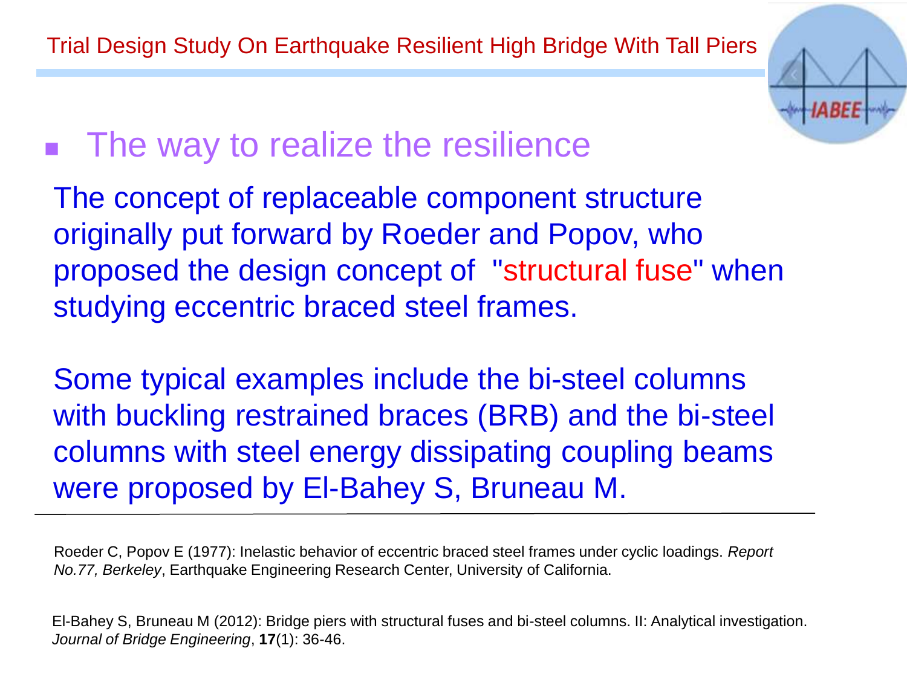## The way to realize the resilience

The concept of replaceable component structure originally put forward by Roeder and Popov, who proposed the design concept of "structural fuse" when studying eccentric braced steel frames.

Some typical examples include the bi-steel columns with buckling restrained braces (BRB) and the bi-steel columns with steel energy dissipating coupling beams were proposed by El-Bahey S, Bruneau M.

---

Roeder C, Popov E (1977): Inelastic behavior of eccentric braced steel frames under cyclic loadings. *Report No.77, Berkeley*, Earthquake Engineering Research Center, University of California.

El-Bahey S, Bruneau M (2012): Bridge piers with structural fuses and bi-steel columns. II: Analytical investigation. *Journal of Bridge Engineering*, **17**(1): 36-46.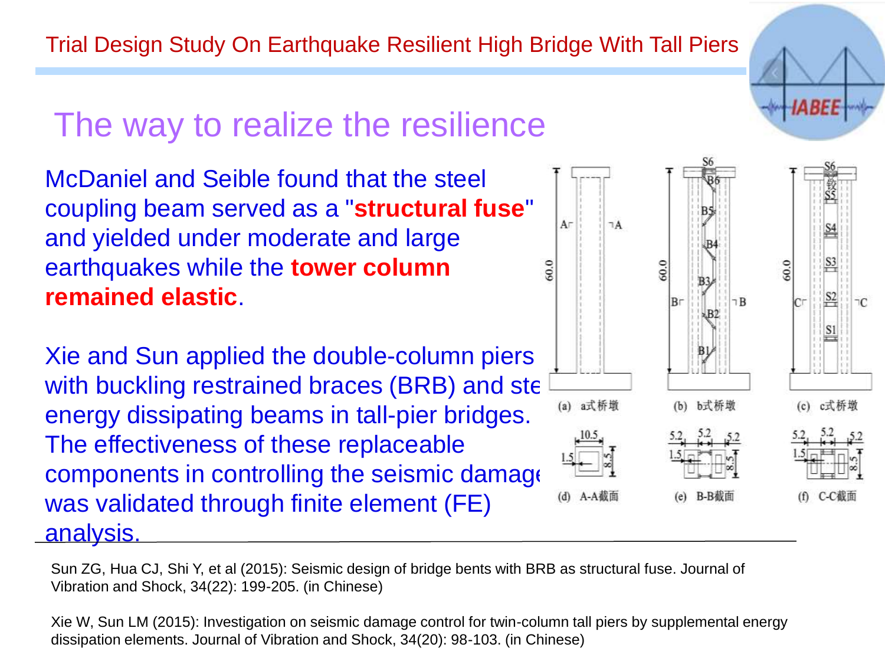## The way to realize the resilience

McDaniel and Seible found that the steel coupling beam served as a "**structural fuse**" and yielded under moderate and large earthquakes while the **tower column remained elastic**.

Xie and Sun applied the double-column piers with buckling restrained braces (BRB) and ste energy dissipating beams in tall-pier bridges. The effectiveness of these replaceable components in controlling the seismic damage was validated through finite element (FE) analysis.

(a) a式桥墩 (b) b式桥墩 (c) c式桥墩

(d) A-A截面 (e) B-B截面 (f) C-C截面

Sun ZG, Hua CJ, Shi Y, et al (2015): Seismic design of bridge bents with BRB as structural fuse. Journal of Vibration and Shock, 34(22): 199-205. (in Chinese)

Xie W, Sun LM (2015): Investigation on seismic damage control for twin-column tall piers by supplemental energy dissipation elements. Journal of Vibration and Shock, 34(20): 98-103. (in Chinese)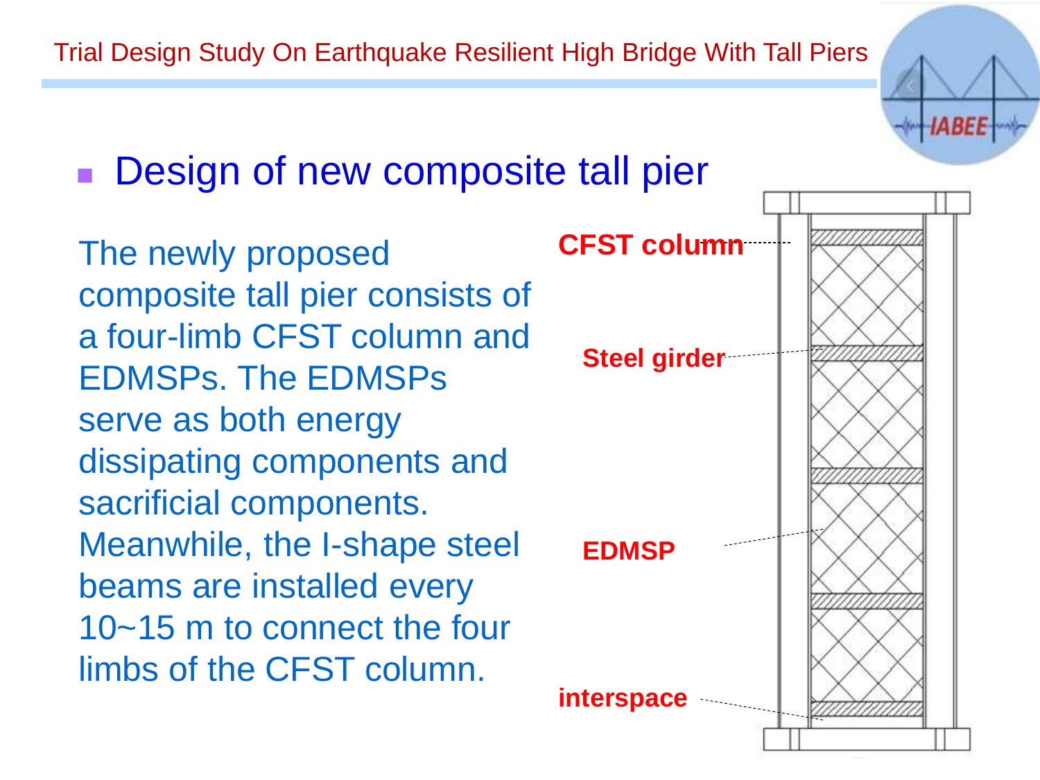## Design of new composite tall pier

The newly proposed composite tall pier consists of a four-limb CFST column and EDMSPs. The EDMSPs serve as both energy dissipating components and sacrificial components. Meanwhile, the I-shape steel beams are installed every 10~15 m to connect the four limbs of the CFST column.

**CFST column**

**Steel girder**

**EDMSP**

**interspace**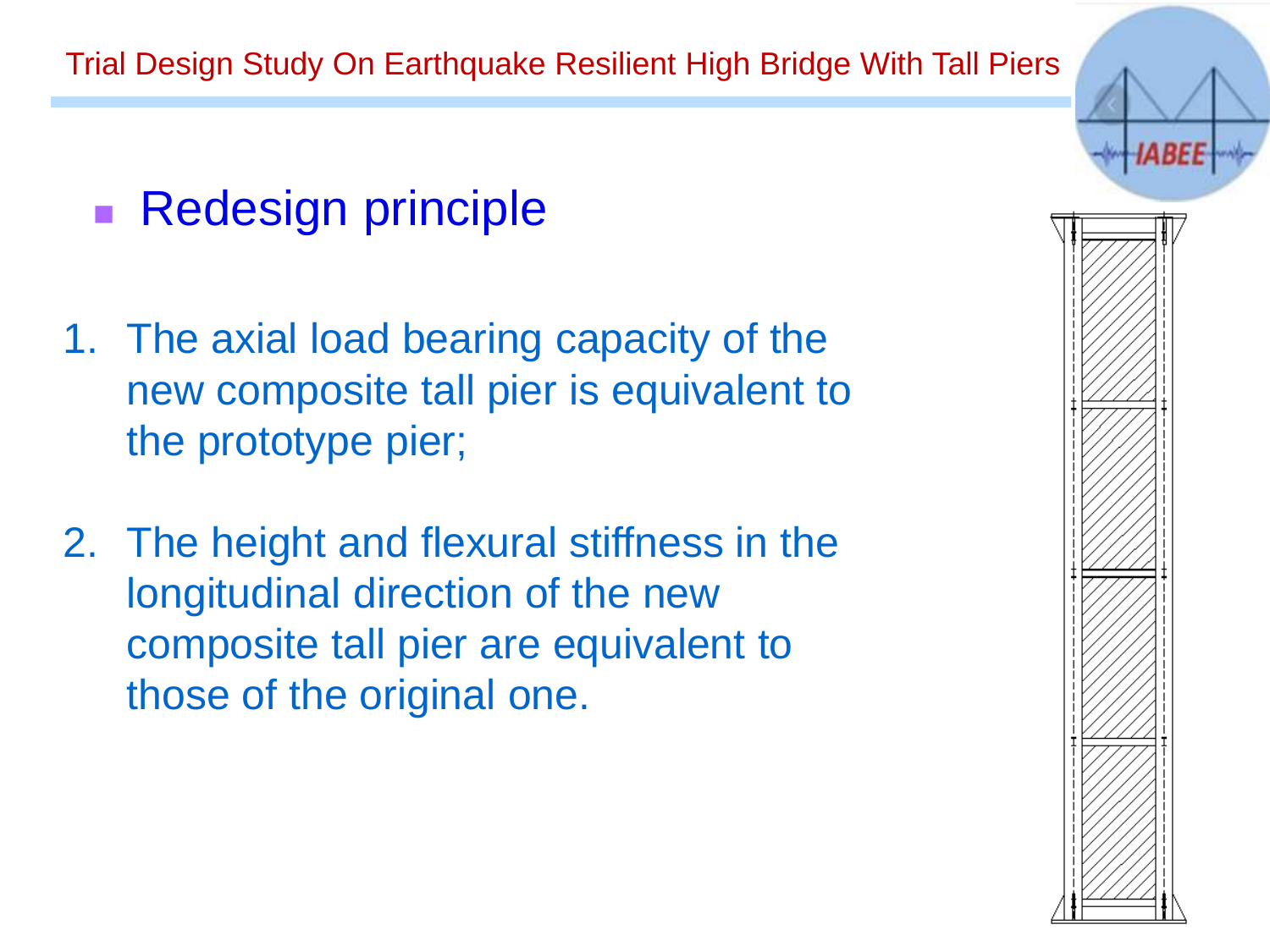## Redesign principle

1. The axial load bearing capacity of the new composite tall pier is equivalent to the prototype pier;

2. The height and flexural stiffness in the longitudinal direction of the new composite tall pier are equivalent to those of the original one.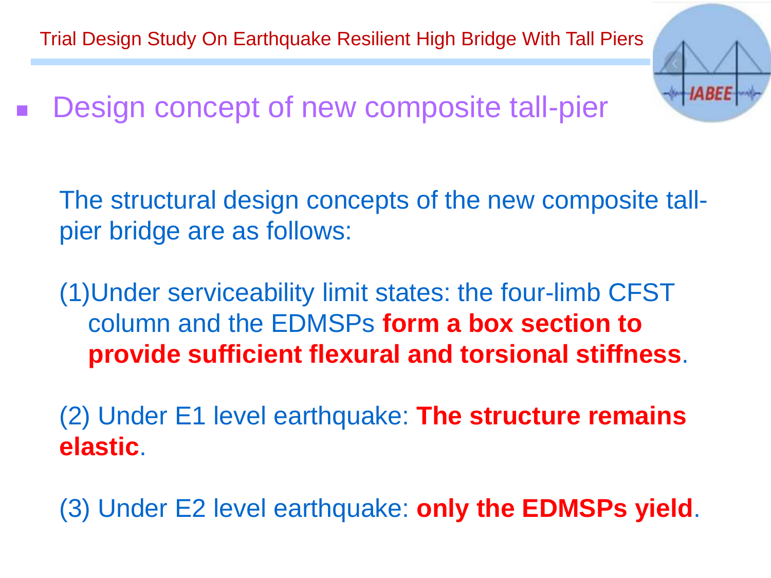## Design concept of new composite tall-pier

The structural design concepts of the new composite tall-pier bridge are as follows:

(1)Under serviceability limit states: the four-limb CFST column and the EDMSPs **form a box section to provide sufficient flexural and torsional stiffness**.

(2) Under E1 level earthquake: **The structure remains elastic**.

(3) Under E2 level earthquake: **only the EDMSPs yield**.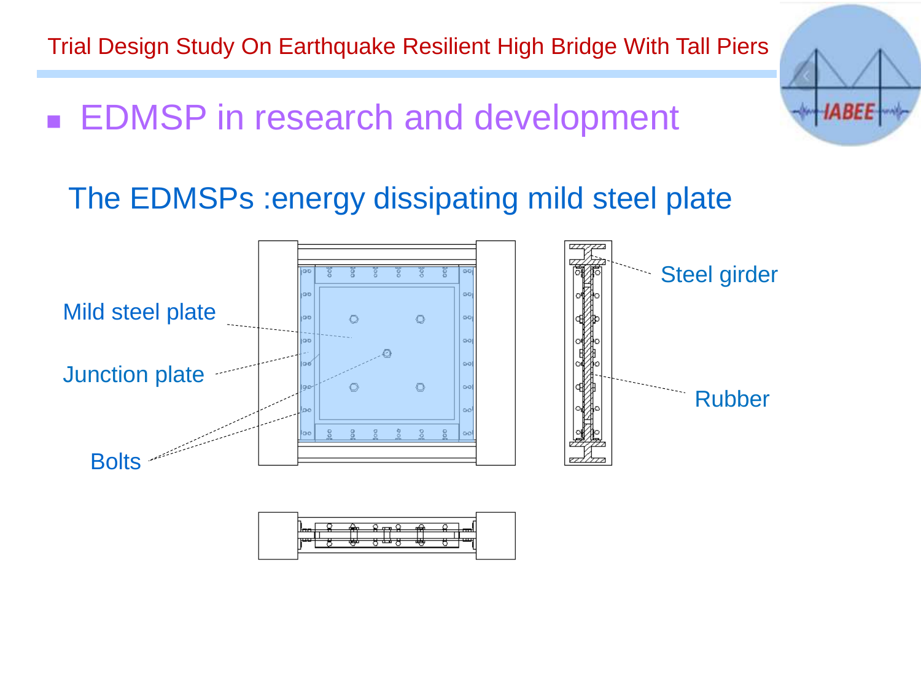## EDMSP in research and development

### The EDMSPs :energy dissipating mild steel plate

Mild steel plate

Junction plate

Bolts

Steel girder

Rubber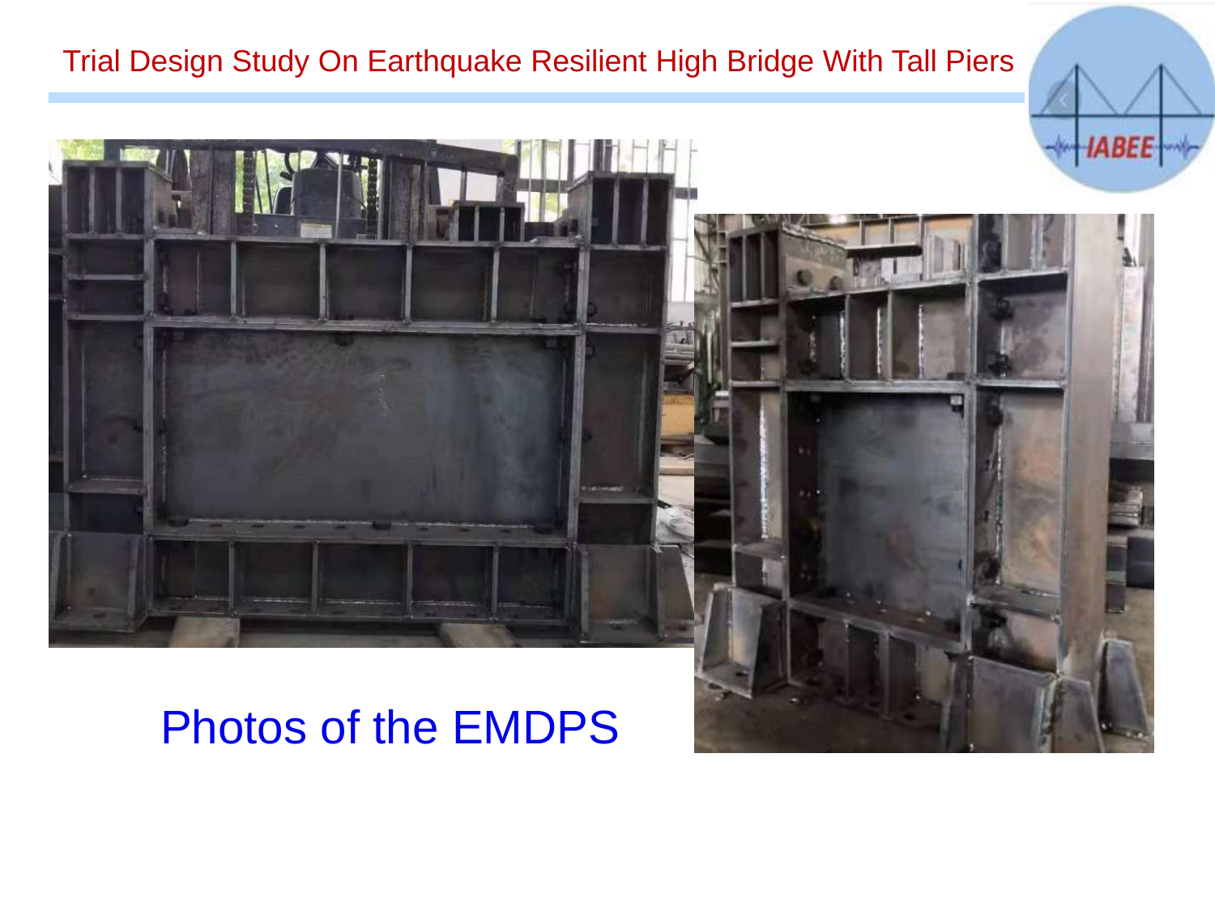Photos of the EMDPS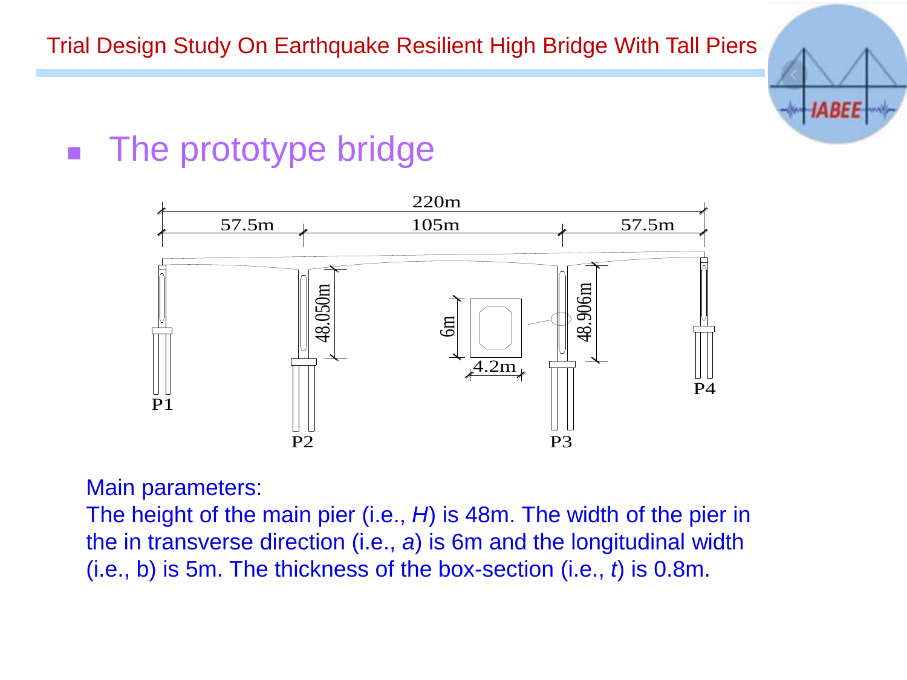## The prototype bridge

Main parameters:
The height of the main pier (i.e., $H$) is 48m. The width of the pier in the in transverse direction (i.e., $a$) is 6m and the longitudinal width (i.e., b) is 5m. The thickness of the box-section (i.e., $t$) is 0.8m.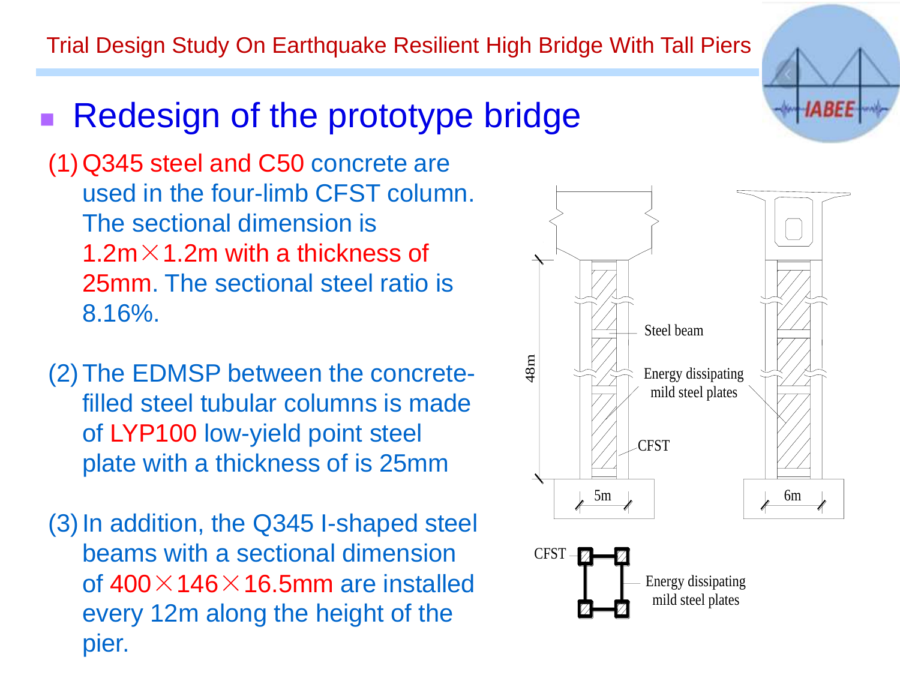## Redesign of the prototype bridge

(1) Q345 steel and C50 concrete are used in the four-limb CFST column. The sectional dimension is 1.2m×1.2m with a thickness of 25mm. The sectional steel ratio is 8.16%.

(2) The EDMSP between the concrete-filled steel tubular columns is made of LYP100 low-yield point steel plate with a thickness of is 25mm

(3) In addition, the Q345 I-shaped steel beams with a sectional dimension of 400×146×16.5mm are installed every 12m along the height of the pier.

48m

Steel beam

Energy dissipating mild steel plates

CFST

5m

6m

CFST

Energy dissipating mild steel plates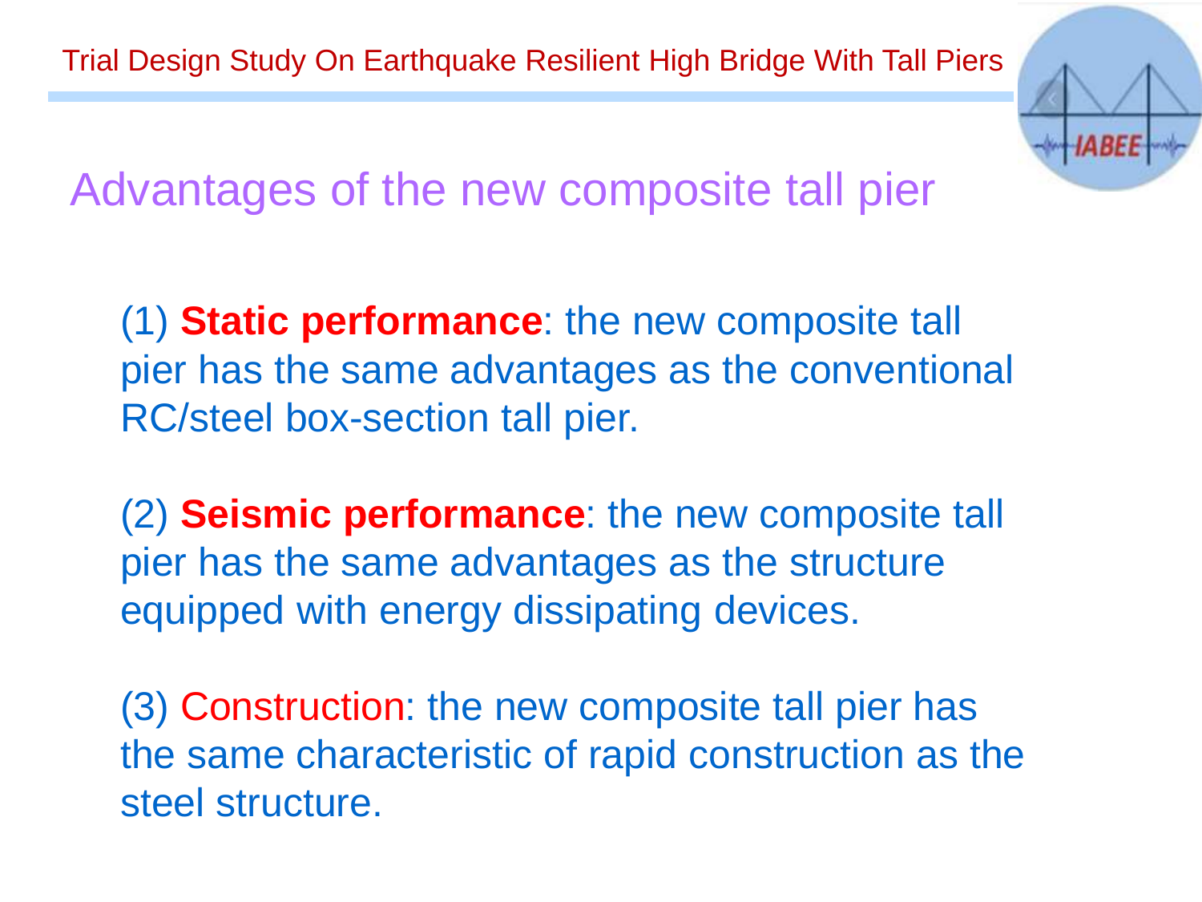## Advantages of the new composite tall pier

(1) **Static performance**: the new composite tall pier has the same advantages as the conventional RC/steel box-section tall pier.

(2) **Seismic performance**: the new composite tall pier has the same advantages as the structure equipped with energy dissipating devices.

(3) Construction: the new composite tall pier has the same characteristic of rapid construction as the steel structure.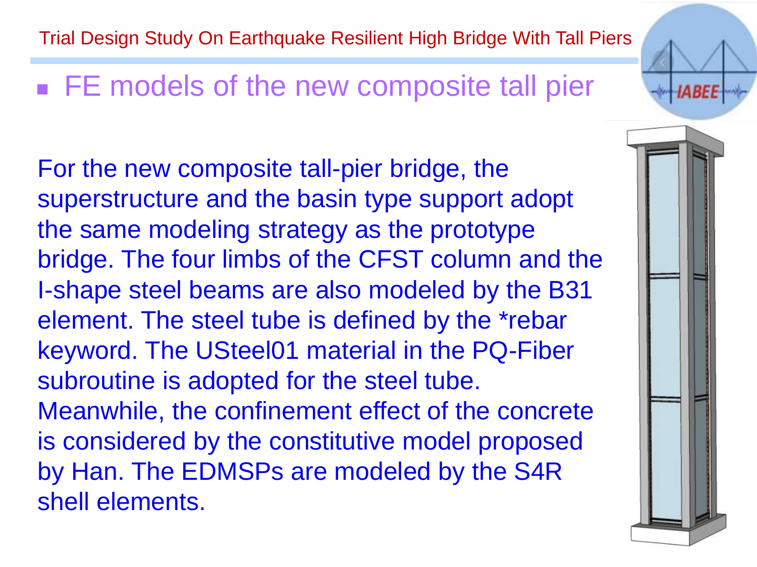## FE models of the new composite tall pier

For the new composite tall-pier bridge, the superstructure and the basin type support adopt the same modeling strategy as the prototype bridge. The four limbs of the CFST column and the I-shape steel beams are also modeled by the B31 element. The steel tube is defined by the *rebar keyword. The USteel01 material in the PQ-Fiber subroutine is adopted for the steel tube. Meanwhile, the confinement effect of the concrete is considered by the constitutive model proposed by Han. The EDMSPs are modeled by the S4R shell elements.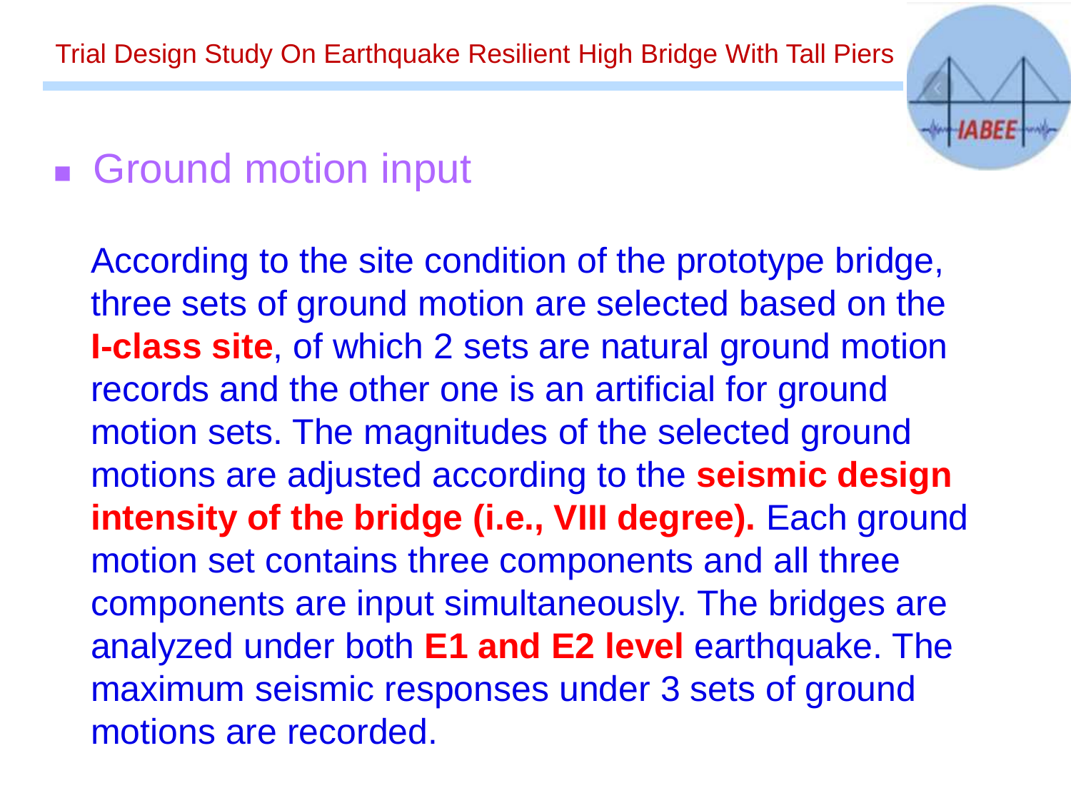- Ground motion input

According to the site condition of the prototype bridge, three sets of ground motion are selected based on the **I-class site**, of which 2 sets are natural ground motion records and the other one is an artificial for ground motion sets. The magnitudes of the selected ground motions are adjusted according to the **seismic design intensity of the bridge (i.e., VIII degree).** Each ground motion set contains three components and all three components are input simultaneously. The bridges are analyzed under both **E1 and E2 level** earthquake. The maximum seismic responses under 3 sets of ground motions are recorded.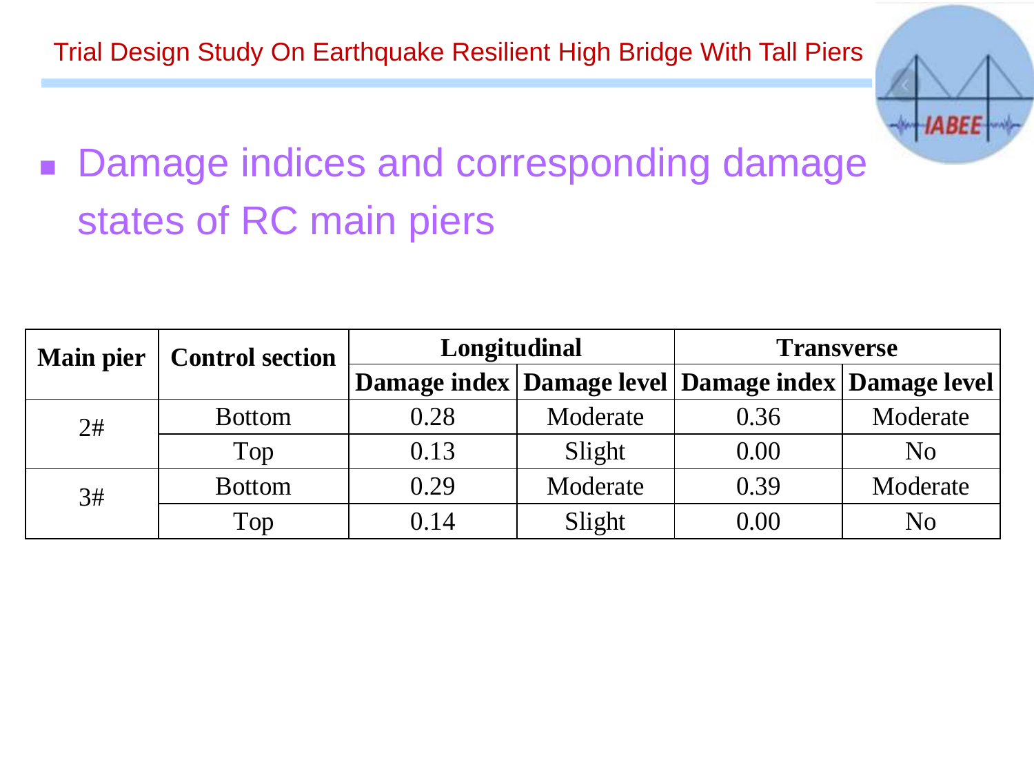- Damage indices and corresponding damage states of RC main piers

| Main pier | Control section | Longitudinal | | Transverse | |
|---|---|---|---|---|---|
| | | Damage index | Damage level | Damage index | Damage level |
| 2# | Bottom | 0.28 | Moderate | 0.36 | Moderate |
| | Top | 0.13 | Slight | 0.00 | No |
| 3# | Bottom | 0.29 | Moderate | 0.39 | Moderate |
| | Top | 0.14 | Slight | 0.00 | No |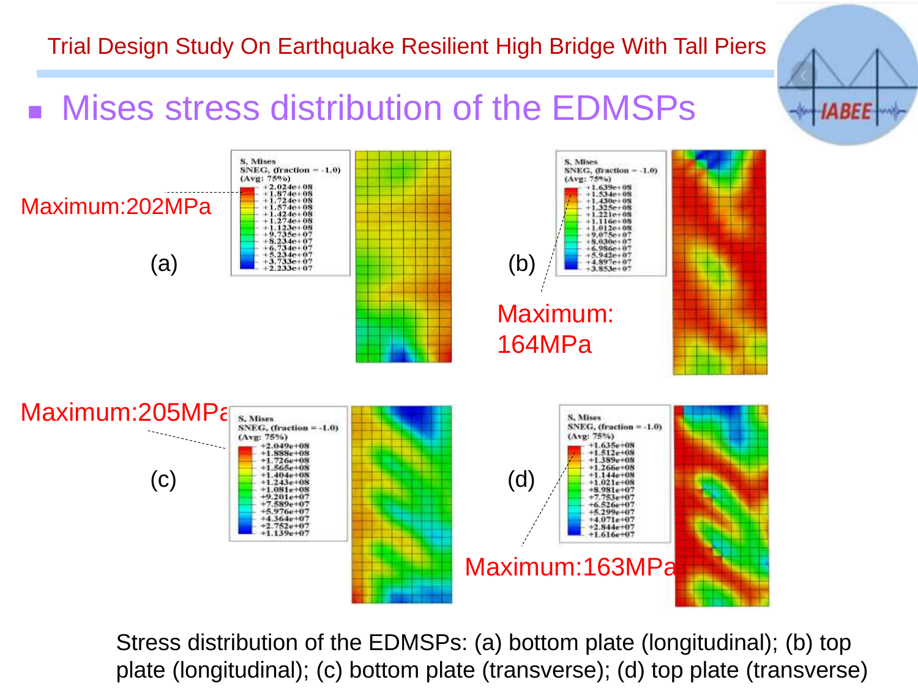## Mises stress distribution of the EDMSPs

Maximum:202MPa

(a)

(b)

Maximum: 164MPa

Maximum:205MPa

(c)

(d)

Maximum:163MPa

Stress distribution of the EDMSPs: (a) bottom plate (longitudinal); (b) top plate (longitudinal); (c) bottom plate (transverse); (d) top plate (transverse)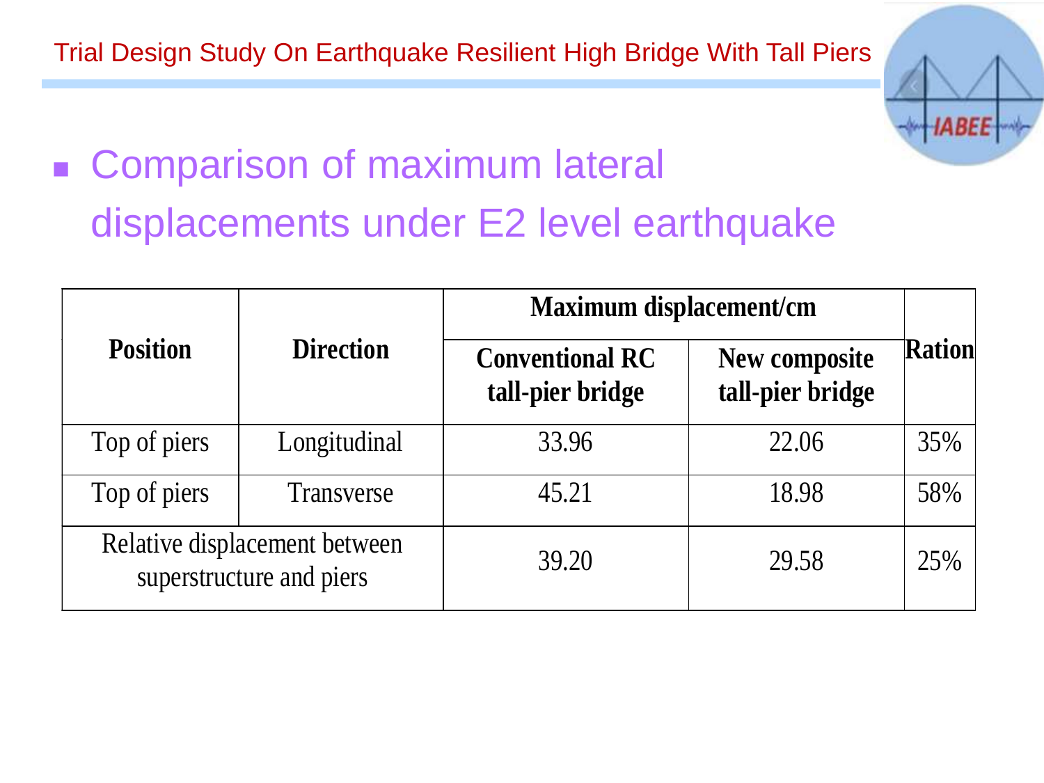- Comparison of maximum lateral displacements under E2 level earthquake

| Position | Direction | Maximum displacement/cm | | Ration |
|---|---|---|---|---|
| | | Conventional RC tall-pier bridge | New composite tall-pier bridge | |
| Top of piers | Longitudinal | 33.96 | 22.06 | 35% |
| Top of piers | Transverse | 45.21 | 18.98 | 58% |
| Relative displacement between superstructure and piers | | 39.20 | 29.58 | 25% |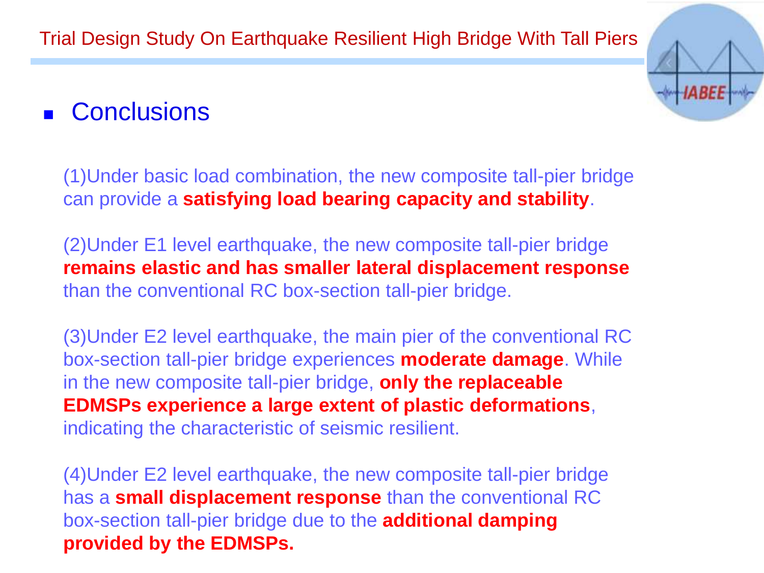## Conclusions

(1)Under basic load combination, the new composite tall-pier bridge can provide a **satisfying load bearing capacity and stability**.

(2)Under E1 level earthquake, the new composite tall-pier bridge **remains elastic and has smaller lateral displacement response** than the conventional RC box-section tall-pier bridge.

(3)Under E2 level earthquake, the main pier of the conventional RC box-section tall-pier bridge experiences **moderate damage**. While in the new composite tall-pier bridge, **only the replaceable EDMSPs experience a large extent of plastic deformations**, indicating the characteristic of seismic resilient.

(4)Under E2 level earthquake, the new composite tall-pier bridge has a **small displacement response** than the conventional RC box-section tall-pier bridge due to the **additional damping provided by the EDMSPs.**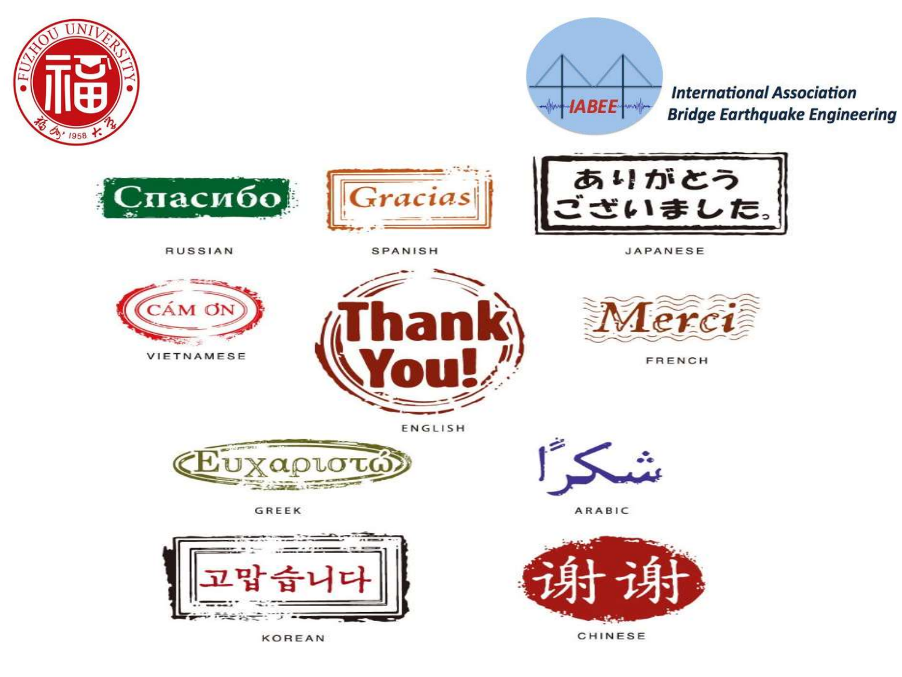International Association Bridge Earthquake Engineering

Спасибо

RUSSIAN

Gracias

SPANISH

ありがとうございました。

JAPANESE

CÁM ƠN

VIETNAMESE

Thank You!

ENGLISH

Merci

FRENCH

Ευχαριστώ

GREEK

شكراً

ARABIC

고맙습니다

KOREAN

谢谢

CHINESE